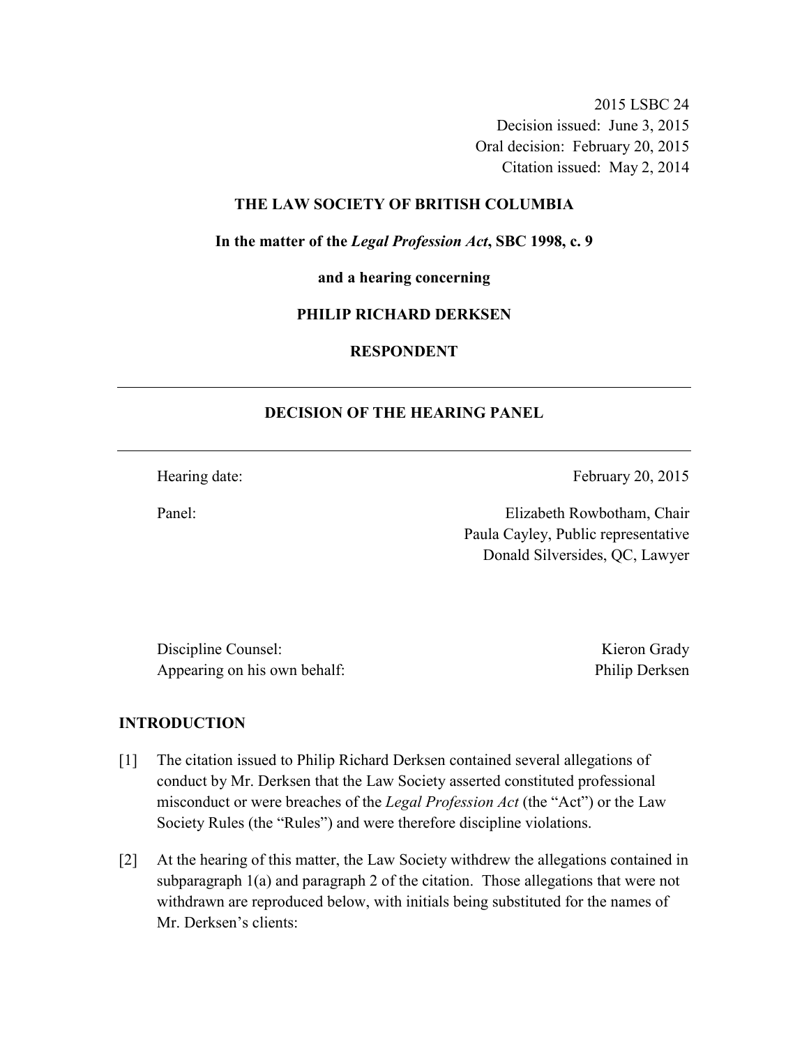2015 LSBC 24
Decision issued: June 3, 2015
Oral decision: February 20, 2015
Citation issued: May 2, 2014

**THE LAW SOCIETY OF BRITISH COLUMBIA**

**In the matter of the *Legal Profession Act*, SBC 1998, c. 9**

**and a hearing concerning**

**PHILIP RICHARD DERKSEN**

**RESPONDENT**

---

## DECISION OF THE HEARING PANEL

---

Hearing date: February 20, 2015

Panel: Elizabeth Rowbotham, Chair
Paula Cayley, Public representative
Donald Silversides, QC, Lawyer

Discipline Counsel: Kieron Grady
Appearing on his own behalf: Philip Derksen

## INTRODUCTION

[1] The citation issued to Philip Richard Derksen contained several allegations of conduct by Mr. Derksen that the Law Society asserted constituted professional misconduct or were breaches of the *Legal Profession Act* (the "Act") or the Law Society Rules (the "Rules") and were therefore discipline violations.

[2] At the hearing of this matter, the Law Society withdrew the allegations contained in subparagraph 1(a) and paragraph 2 of the citation. Those allegations that were not withdrawn are reproduced below, with initials being substituted for the names of Mr. Derksen's clients: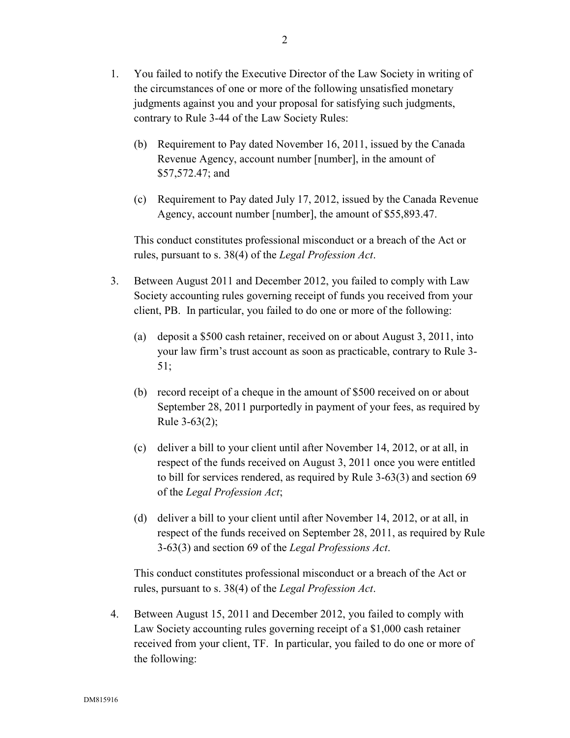1. You failed to notify the Executive Director of the Law Society in writing of the circumstances of one or more of the following unsatisfied monetary judgments against you and your proposal for satisfying such judgments, contrary to Rule 3-44 of the Law Society Rules:

   (b) Requirement to Pay dated November 16, 2011, issued by the Canada Revenue Agency, account number [number], in the amount of $57,572.47; and

   (c) Requirement to Pay dated July 17, 2012, issued by the Canada Revenue Agency, account number [number], the amount of $55,893.47.

   This conduct constitutes professional misconduct or a breach of the Act or rules, pursuant to s. 38(4) of the *Legal Profession Act*.

3. Between August 2011 and December 2012, you failed to comply with Law Society accounting rules governing receipt of funds you received from your client, PB. In particular, you failed to do one or more of the following:

   (a) deposit a $500 cash retainer, received on or about August 3, 2011, into your law firm's trust account as soon as practicable, contrary to Rule 3-51;

   (b) record receipt of a cheque in the amount of $500 received on or about September 28, 2011 purportedly in payment of your fees, as required by Rule 3-63(2);

   (c) deliver a bill to your client until after November 14, 2012, or at all, in respect of the funds received on August 3, 2011 once you were entitled to bill for services rendered, as required by Rule 3-63(3) and section 69 of the *Legal Profession Act*;

   (d) deliver a bill to your client until after November 14, 2012, or at all, in respect of the funds received on September 28, 2011, as required by Rule 3-63(3) and section 69 of the *Legal Professions Act*.

   This conduct constitutes professional misconduct or a breach of the Act or rules, pursuant to s. 38(4) of the *Legal Profession Act*.

4. Between August 15, 2011 and December 2012, you failed to comply with Law Society accounting rules governing receipt of a $1,000 cash retainer received from your client, TF. In particular, you failed to do one or more of the following: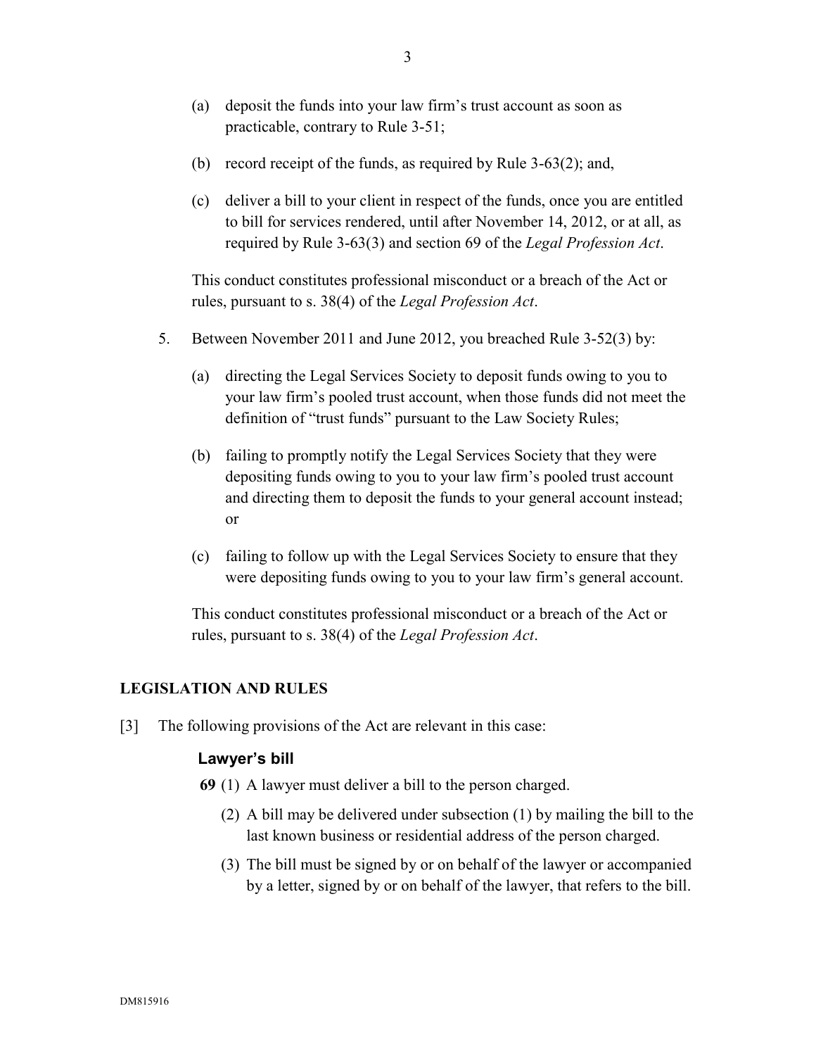(a) deposit the funds into your law firm's trust account as soon as practicable, contrary to Rule 3-51;

(b) record receipt of the funds, as required by Rule 3-63(2); and,

(c) deliver a bill to your client in respect of the funds, once you are entitled to bill for services rendered, until after November 14, 2012, or at all, as required by Rule 3-63(3) and section 69 of the *Legal Profession Act*.

This conduct constitutes professional misconduct or a breach of the Act or rules, pursuant to s. 38(4) of the *Legal Profession Act*.

5. Between November 2011 and June 2012, you breached Rule 3-52(3) by:

(a) directing the Legal Services Society to deposit funds owing to you to your law firm's pooled trust account, when those funds did not meet the definition of "trust funds" pursuant to the Law Society Rules;

(b) failing to promptly notify the Legal Services Society that they were depositing funds owing to you to your law firm's pooled trust account and directing them to deposit the funds to your general account instead; or

(c) failing to follow up with the Legal Services Society to ensure that they were depositing funds owing to you to your law firm's general account.

This conduct constitutes professional misconduct or a breach of the Act or rules, pursuant to s. 38(4) of the *Legal Profession Act*.

## LEGISLATION AND RULES

[3] The following provisions of the Act are relevant in this case:

### Lawyer's bill

**69** (1) A lawyer must deliver a bill to the person charged.

(2) A bill may be delivered under subsection (1) by mailing the bill to the last known business or residential address of the person charged.

(3) The bill must be signed by or on behalf of the lawyer or accompanied by a letter, signed by or on behalf of the lawyer, that refers to the bill.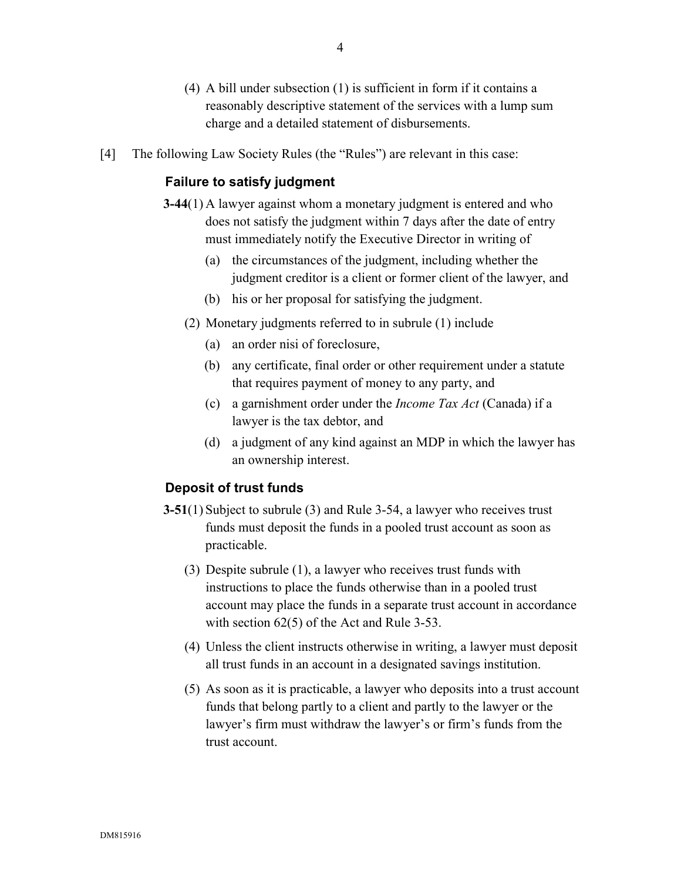(4) A bill under subsection (1) is sufficient in form if it contains a reasonably descriptive statement of the services with a lump sum charge and a detailed statement of disbursements.

[4] The following Law Society Rules (the "Rules") are relevant in this case:

### Failure to satisfy judgment

**3-44**(1) A lawyer against whom a monetary judgment is entered and who does not satisfy the judgment within 7 days after the date of entry must immediately notify the Executive Director in writing of

(a) the circumstances of the judgment, including whether the judgment creditor is a client or former client of the lawyer, and

(b) his or her proposal for satisfying the judgment.

(2) Monetary judgments referred to in subrule (1) include

(a) an order nisi of foreclosure,

(b) any certificate, final order or other requirement under a statute that requires payment of money to any party, and

(c) a garnishment order under the *Income Tax Act* (Canada) if a lawyer is the tax debtor, and

(d) a judgment of any kind against an MDP in which the lawyer has an ownership interest.

### Deposit of trust funds

**3-51**(1) Subject to subrule (3) and Rule 3-54, a lawyer who receives trust funds must deposit the funds in a pooled trust account as soon as practicable.

(3) Despite subrule (1), a lawyer who receives trust funds with instructions to place the funds otherwise than in a pooled trust account may place the funds in a separate trust account in accordance with section 62(5) of the Act and Rule 3-53.

(4) Unless the client instructs otherwise in writing, a lawyer must deposit all trust funds in an account in a designated savings institution.

(5) As soon as it is practicable, a lawyer who deposits into a trust account funds that belong partly to a client and partly to the lawyer or the lawyer's firm must withdraw the lawyer's or firm's funds from the trust account.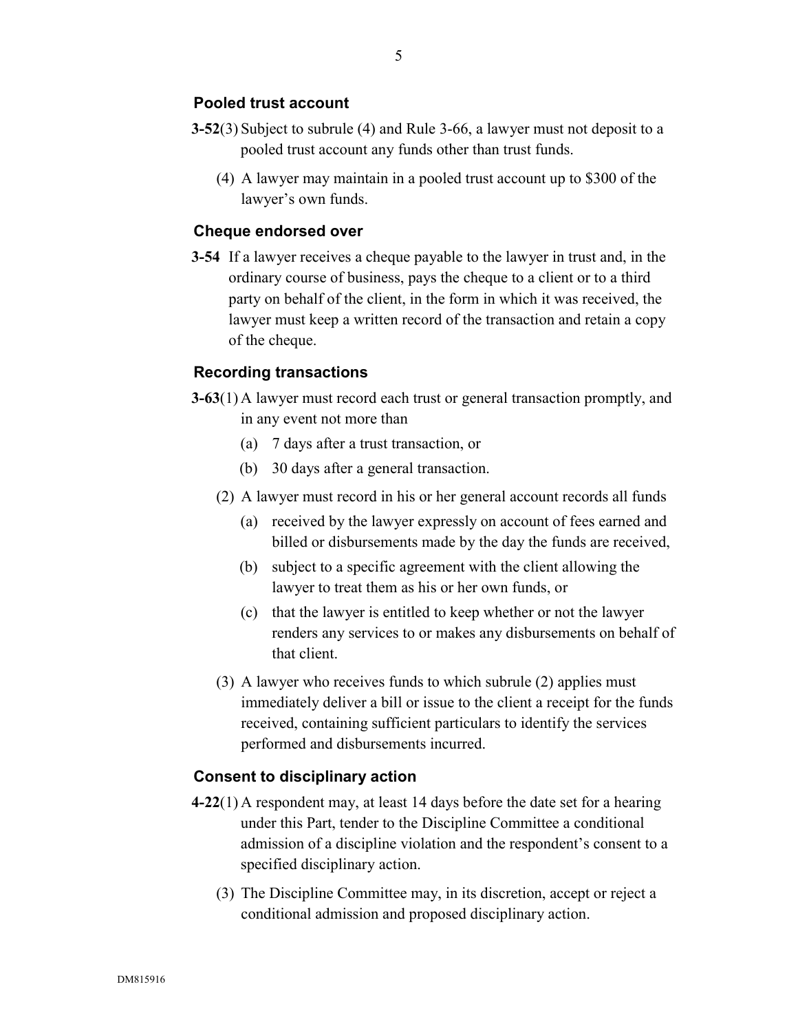### Pooled trust account

**3-52**(3) Subject to subrule (4) and Rule 3-66, a lawyer must not deposit to a pooled trust account any funds other than trust funds.

(4) A lawyer may maintain in a pooled trust account up to $300 of the lawyer's own funds.

### Cheque endorsed over

**3-54** If a lawyer receives a cheque payable to the lawyer in trust and, in the ordinary course of business, pays the cheque to a client or to a third party on behalf of the client, in the form in which it was received, the lawyer must keep a written record of the transaction and retain a copy of the cheque.

### Recording transactions

**3-63**(1) A lawyer must record each trust or general transaction promptly, and in any event not more than

- (a) 7 days after a trust transaction, or
- (b) 30 days after a general transaction.

(2) A lawyer must record in his or her general account records all funds

- (a) received by the lawyer expressly on account of fees earned and billed or disbursements made by the day the funds are received,
- (b) subject to a specific agreement with the client allowing the lawyer to treat them as his or her own funds, or
- (c) that the lawyer is entitled to keep whether or not the lawyer renders any services to or makes any disbursements on behalf of that client.

(3) A lawyer who receives funds to which subrule (2) applies must immediately deliver a bill or issue to the client a receipt for the funds received, containing sufficient particulars to identify the services performed and disbursements incurred.

### Consent to disciplinary action

**4-22**(1) A respondent may, at least 14 days before the date set for a hearing under this Part, tender to the Discipline Committee a conditional admission of a discipline violation and the respondent's consent to a specified disciplinary action.

(3) The Discipline Committee may, in its discretion, accept or reject a conditional admission and proposed disciplinary action.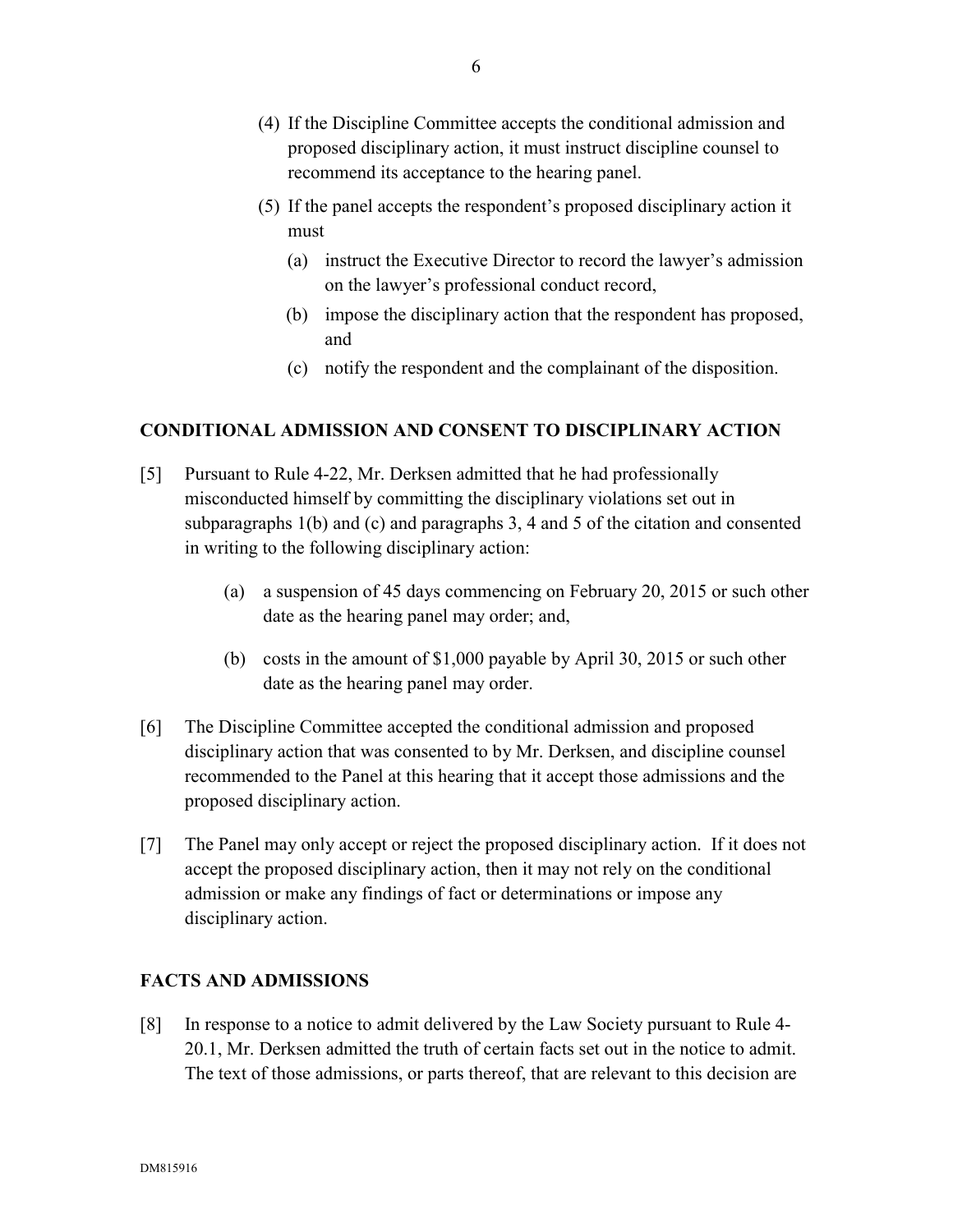(4) If the Discipline Committee accepts the conditional admission and proposed disciplinary action, it must instruct discipline counsel to recommend its acceptance to the hearing panel.

(5) If the panel accepts the respondent's proposed disciplinary action it must

(a) instruct the Executive Director to record the lawyer's admission on the lawyer's professional conduct record,

(b) impose the disciplinary action that the respondent has proposed, and

(c) notify the respondent and the complainant of the disposition.

## CONDITIONAL ADMISSION AND CONSENT TO DISCIPLINARY ACTION

[5] Pursuant to Rule 4-22, Mr. Derksen admitted that he had professionally misconducted himself by committing the disciplinary violations set out in subparagraphs 1(b) and (c) and paragraphs 3, 4 and 5 of the citation and consented in writing to the following disciplinary action:

(a) a suspension of 45 days commencing on February 20, 2015 or such other date as the hearing panel may order; and,

(b) costs in the amount of $1,000 payable by April 30, 2015 or such other date as the hearing panel may order.

[6] The Discipline Committee accepted the conditional admission and proposed disciplinary action that was consented to by Mr. Derksen, and discipline counsel recommended to the Panel at this hearing that it accept those admissions and the proposed disciplinary action.

[7] The Panel may only accept or reject the proposed disciplinary action. If it does not accept the proposed disciplinary action, then it may not rely on the conditional admission or make any findings of fact or determinations or impose any disciplinary action.

## FACTS AND ADMISSIONS

[8] In response to a notice to admit delivered by the Law Society pursuant to Rule 4-20.1, Mr. Derksen admitted the truth of certain facts set out in the notice to admit. The text of those admissions, or parts thereof, that are relevant to this decision are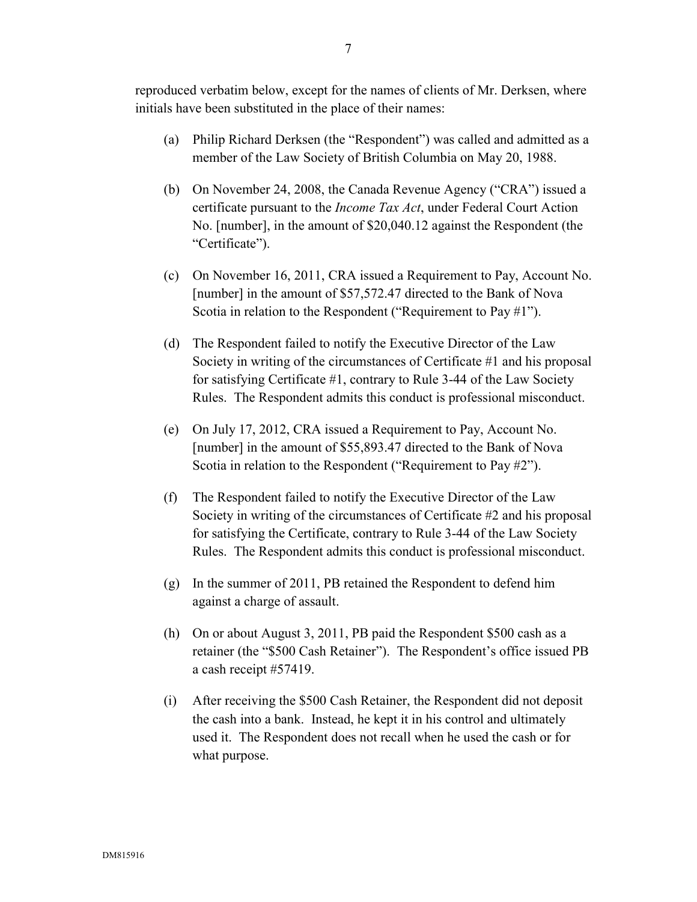reproduced verbatim below, except for the names of clients of Mr. Derksen, where initials have been substituted in the place of their names:

(a) Philip Richard Derksen (the "Respondent") was called and admitted as a member of the Law Society of British Columbia on May 20, 1988.

(b) On November 24, 2008, the Canada Revenue Agency ("CRA") issued a certificate pursuant to the *Income Tax Act*, under Federal Court Action No. [number], in the amount of $20,040.12 against the Respondent (the "Certificate").

(c) On November 16, 2011, CRA issued a Requirement to Pay, Account No. [number] in the amount of $57,572.47 directed to the Bank of Nova Scotia in relation to the Respondent ("Requirement to Pay #1").

(d) The Respondent failed to notify the Executive Director of the Law Society in writing of the circumstances of Certificate #1 and his proposal for satisfying Certificate #1, contrary to Rule 3-44 of the Law Society Rules. The Respondent admits this conduct is professional misconduct.

(e) On July 17, 2012, CRA issued a Requirement to Pay, Account No. [number] in the amount of $55,893.47 directed to the Bank of Nova Scotia in relation to the Respondent ("Requirement to Pay #2").

(f) The Respondent failed to notify the Executive Director of the Law Society in writing of the circumstances of Certificate #2 and his proposal for satisfying the Certificate, contrary to Rule 3-44 of the Law Society Rules. The Respondent admits this conduct is professional misconduct.

(g) In the summer of 2011, PB retained the Respondent to defend him against a charge of assault.

(h) On or about August 3, 2011, PB paid the Respondent $500 cash as a retainer (the "$500 Cash Retainer"). The Respondent's office issued PB a cash receipt #57419.

(i) After receiving the $500 Cash Retainer, the Respondent did not deposit the cash into a bank. Instead, he kept it in his control and ultimately used it. The Respondent does not recall when he used the cash or for what purpose.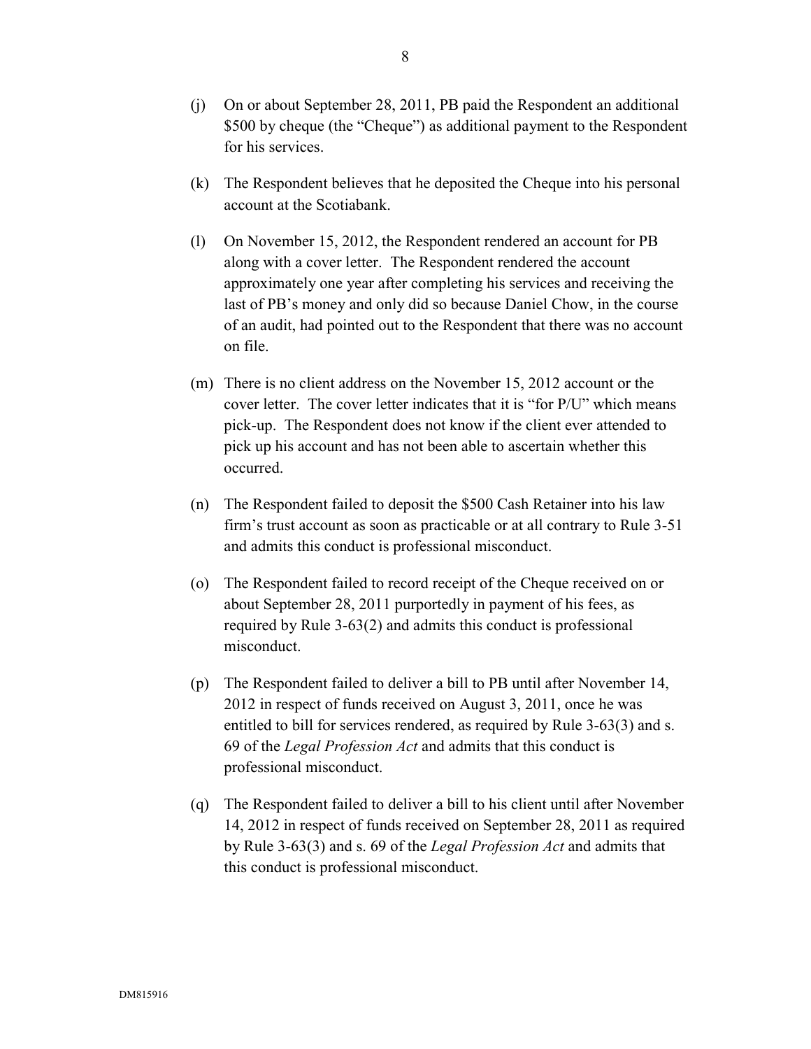(j) On or about September 28, 2011, PB paid the Respondent an additional \$500 by cheque (the "Cheque") as additional payment to the Respondent for his services.

(k) The Respondent believes that he deposited the Cheque into his personal account at the Scotiabank.

(l) On November 15, 2012, the Respondent rendered an account for PB along with a cover letter. The Respondent rendered the account approximately one year after completing his services and receiving the last of PB's money and only did so because Daniel Chow, in the course of an audit, had pointed out to the Respondent that there was no account on file.

(m) There is no client address on the November 15, 2012 account or the cover letter. The cover letter indicates that it is "for P/U" which means pick-up. The Respondent does not know if the client ever attended to pick up his account and has not been able to ascertain whether this occurred.

(n) The Respondent failed to deposit the \$500 Cash Retainer into his law firm's trust account as soon as practicable or at all contrary to Rule 3-51 and admits this conduct is professional misconduct.

(o) The Respondent failed to record receipt of the Cheque received on or about September 28, 2011 purportedly in payment of his fees, as required by Rule 3-63(2) and admits this conduct is professional misconduct.

(p) The Respondent failed to deliver a bill to PB until after November 14, 2012 in respect of funds received on August 3, 2011, once he was entitled to bill for services rendered, as required by Rule 3-63(3) and s. 69 of the *Legal Profession Act* and admits that this conduct is professional misconduct.

(q) The Respondent failed to deliver a bill to his client until after November 14, 2012 in respect of funds received on September 28, 2011 as required by Rule 3-63(3) and s. 69 of the *Legal Profession Act* and admits that this conduct is professional misconduct.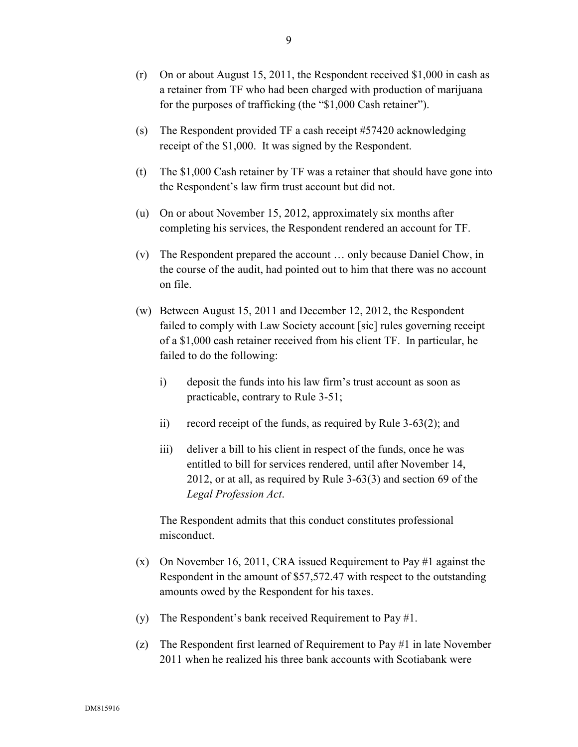(r) On or about August 15, 2011, the Respondent received $1,000 in cash as a retainer from TF who had been charged with production of marijuana for the purposes of trafficking (the "$1,000 Cash retainer").

(s) The Respondent provided TF a cash receipt #57420 acknowledging receipt of the $1,000. It was signed by the Respondent.

(t) The $1,000 Cash retainer by TF was a retainer that should have gone into the Respondent's law firm trust account but did not.

(u) On or about November 15, 2012, approximately six months after completing his services, the Respondent rendered an account for TF.

(v) The Respondent prepared the account … only because Daniel Chow, in the course of the audit, had pointed out to him that there was no account on file.

(w) Between August 15, 2011 and December 12, 2012, the Respondent failed to comply with Law Society account [sic] rules governing receipt of a $1,000 cash retainer received from his client TF. In particular, he failed to do the following:

   i) deposit the funds into his law firm's trust account as soon as practicable, contrary to Rule 3-51;

   ii) record receipt of the funds, as required by Rule 3-63(2); and

   iii) deliver a bill to his client in respect of the funds, once he was entitled to bill for services rendered, until after November 14, 2012, or at all, as required by Rule 3-63(3) and section 69 of the *Legal Profession Act*.

   The Respondent admits that this conduct constitutes professional misconduct.

(x) On November 16, 2011, CRA issued Requirement to Pay #1 against the Respondent in the amount of $57,572.47 with respect to the outstanding amounts owed by the Respondent for his taxes.

(y) The Respondent's bank received Requirement to Pay #1.

(z) The Respondent first learned of Requirement to Pay #1 in late November 2011 when he realized his three bank accounts with Scotiabank were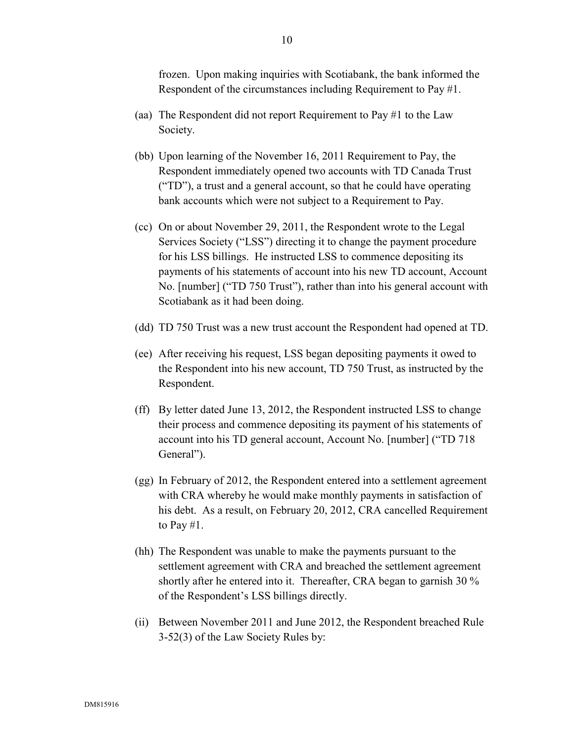frozen. Upon making inquiries with Scotiabank, the bank informed the Respondent of the circumstances including Requirement to Pay #1.

(aa) The Respondent did not report Requirement to Pay #1 to the Law Society.

(bb) Upon learning of the November 16, 2011 Requirement to Pay, the Respondent immediately opened two accounts with TD Canada Trust ("TD"), a trust and a general account, so that he could have operating bank accounts which were not subject to a Requirement to Pay.

(cc) On or about November 29, 2011, the Respondent wrote to the Legal Services Society ("LSS") directing it to change the payment procedure for his LSS billings. He instructed LSS to commence depositing its payments of his statements of account into his new TD account, Account No. [number] ("TD 750 Trust"), rather than into his general account with Scotiabank as it had been doing.

(dd) TD 750 Trust was a new trust account the Respondent had opened at TD.

(ee) After receiving his request, LSS began depositing payments it owed to the Respondent into his new account, TD 750 Trust, as instructed by the Respondent.

(ff) By letter dated June 13, 2012, the Respondent instructed LSS to change their process and commence depositing its payment of his statements of account into his TD general account, Account No. [number] ("TD 718 General").

(gg) In February of 2012, the Respondent entered into a settlement agreement with CRA whereby he would make monthly payments in satisfaction of his debt. As a result, on February 20, 2012, CRA cancelled Requirement to Pay #1.

(hh) The Respondent was unable to make the payments pursuant to the settlement agreement with CRA and breached the settlement agreement shortly after he entered into it. Thereafter, CRA began to garnish 30 % of the Respondent's LSS billings directly.

(ii) Between November 2011 and June 2012, the Respondent breached Rule 3-52(3) of the Law Society Rules by: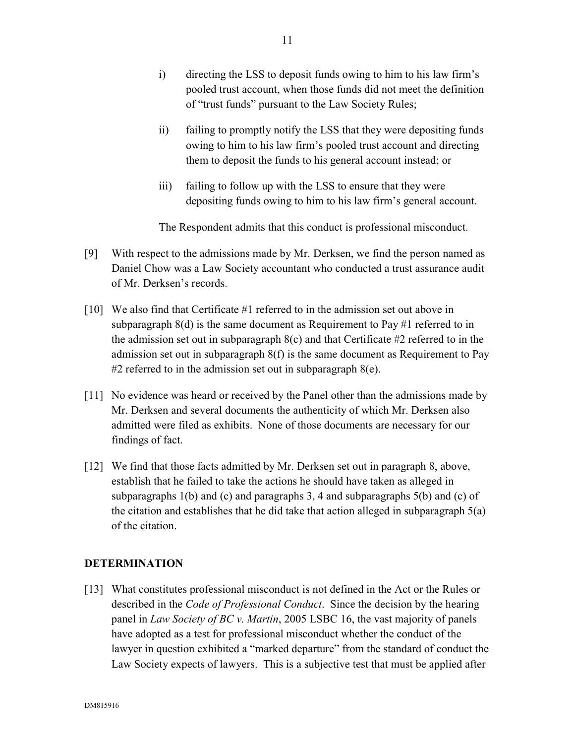i) directing the LSS to deposit funds owing to him to his law firm's pooled trust account, when those funds did not meet the definition of "trust funds" pursuant to the Law Society Rules;

ii) failing to promptly notify the LSS that they were depositing funds owing to him to his law firm's pooled trust account and directing them to deposit the funds to his general account instead; or

iii) failing to follow up with the LSS to ensure that they were depositing funds owing to him to his law firm's general account.

The Respondent admits that this conduct is professional misconduct.

[9] With respect to the admissions made by Mr. Derksen, we find the person named as Daniel Chow was a Law Society accountant who conducted a trust assurance audit of Mr. Derksen's records.

[10] We also find that Certificate #1 referred to in the admission set out above in subparagraph 8(d) is the same document as Requirement to Pay #1 referred to in the admission set out in subparagraph 8(c) and that Certificate #2 referred to in the admission set out in subparagraph 8(f) is the same document as Requirement to Pay #2 referred to in the admission set out in subparagraph 8(e).

[11] No evidence was heard or received by the Panel other than the admissions made by Mr. Derksen and several documents the authenticity of which Mr. Derksen also admitted were filed as exhibits. None of those documents are necessary for our findings of fact.

[12] We find that those facts admitted by Mr. Derksen set out in paragraph 8, above, establish that he failed to take the actions he should have taken as alleged in subparagraphs 1(b) and (c) and paragraphs 3, 4 and subparagraphs 5(b) and (c) of the citation and establishes that he did take that action alleged in subparagraph 5(a) of the citation.

## DETERMINATION

[13] What constitutes professional misconduct is not defined in the Act or the Rules or described in the *Code of Professional Conduct*. Since the decision by the hearing panel in *Law Society of BC v. Martin*, 2005 LSBC 16, the vast majority of panels have adopted as a test for professional misconduct whether the conduct of the lawyer in question exhibited a "marked departure" from the standard of conduct the Law Society expects of lawyers. This is a subjective test that must be applied after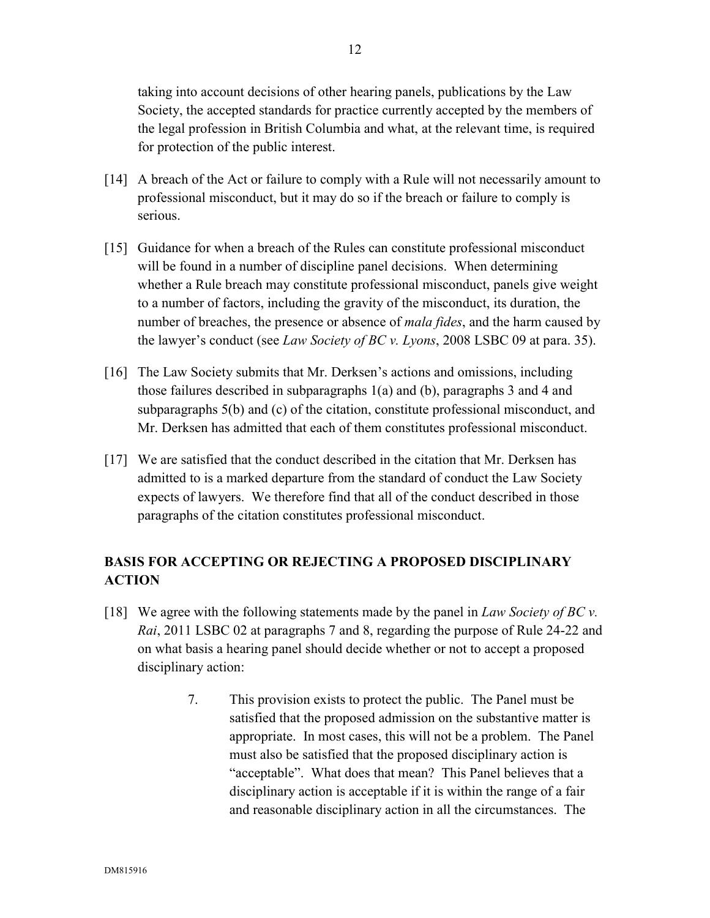taking into account decisions of other hearing panels, publications by the Law Society, the accepted standards for practice currently accepted by the members of the legal profession in British Columbia and what, at the relevant time, is required for protection of the public interest.

[14] A breach of the Act or failure to comply with a Rule will not necessarily amount to professional misconduct, but it may do so if the breach or failure to comply is serious.

[15] Guidance for when a breach of the Rules can constitute professional misconduct will be found in a number of discipline panel decisions. When determining whether a Rule breach may constitute professional misconduct, panels give weight to a number of factors, including the gravity of the misconduct, its duration, the number of breaches, the presence or absence of *mala fides*, and the harm caused by the lawyer's conduct (see *Law Society of BC v. Lyons*, 2008 LSBC 09 at para. 35).

[16] The Law Society submits that Mr. Derksen's actions and omissions, including those failures described in subparagraphs 1(a) and (b), paragraphs 3 and 4 and subparagraphs 5(b) and (c) of the citation, constitute professional misconduct, and Mr. Derksen has admitted that each of them constitutes professional misconduct.

[17] We are satisfied that the conduct described in the citation that Mr. Derksen has admitted to is a marked departure from the standard of conduct the Law Society expects of lawyers. We therefore find that all of the conduct described in those paragraphs of the citation constitutes professional misconduct.

## BASIS FOR ACCEPTING OR REJECTING A PROPOSED DISCIPLINARY ACTION

[18] We agree with the following statements made by the panel in *Law Society of BC v. Rai*, 2011 LSBC 02 at paragraphs 7 and 8, regarding the purpose of Rule 24-22 and on what basis a hearing panel should decide whether or not to accept a proposed disciplinary action:

> 7. This provision exists to protect the public. The Panel must be satisfied that the proposed admission on the substantive matter is appropriate. In most cases, this will not be a problem. The Panel must also be satisfied that the proposed disciplinary action is "acceptable". What does that mean? This Panel believes that a disciplinary action is acceptable if it is within the range of a fair and reasonable disciplinary action in all the circumstances. The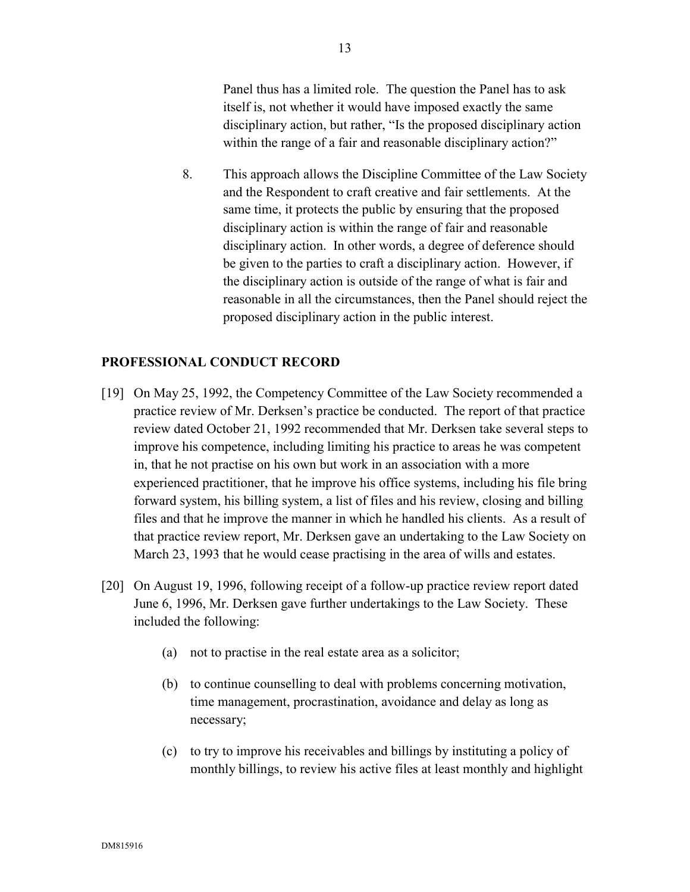> Panel thus has a limited role. The question the Panel has to ask itself is, not whether it would have imposed exactly the same disciplinary action, but rather, "Is the proposed disciplinary action within the range of a fair and reasonable disciplinary action?"
>
> 8. This approach allows the Discipline Committee of the Law Society and the Respondent to craft creative and fair settlements. At the same time, it protects the public by ensuring that the proposed disciplinary action is within the range of fair and reasonable disciplinary action. In other words, a degree of deference should be given to the parties to craft a disciplinary action. However, if the disciplinary action is outside of the range of what is fair and reasonable in all the circumstances, then the Panel should reject the proposed disciplinary action in the public interest.

## PROFESSIONAL CONDUCT RECORD

[19] On May 25, 1992, the Competency Committee of the Law Society recommended a practice review of Mr. Derksen's practice be conducted. The report of that practice review dated October 21, 1992 recommended that Mr. Derksen take several steps to improve his competence, including limiting his practice to areas he was competent in, that he not practise on his own but work in an association with a more experienced practitioner, that he improve his office systems, including his file bring forward system, his billing system, a list of files and his review, closing and billing files and that he improve the manner in which he handled his clients. As a result of that practice review report, Mr. Derksen gave an undertaking to the Law Society on March 23, 1993 that he would cease practising in the area of wills and estates.

[20] On August 19, 1996, following receipt of a follow-up practice review report dated June 6, 1996, Mr. Derksen gave further undertakings to the Law Society. These included the following:

(a) not to practise in the real estate area as a solicitor;

(b) to continue counselling to deal with problems concerning motivation, time management, procrastination, avoidance and delay as long as necessary;

(c) to try to improve his receivables and billings by instituting a policy of monthly billings, to review his active files at least monthly and highlight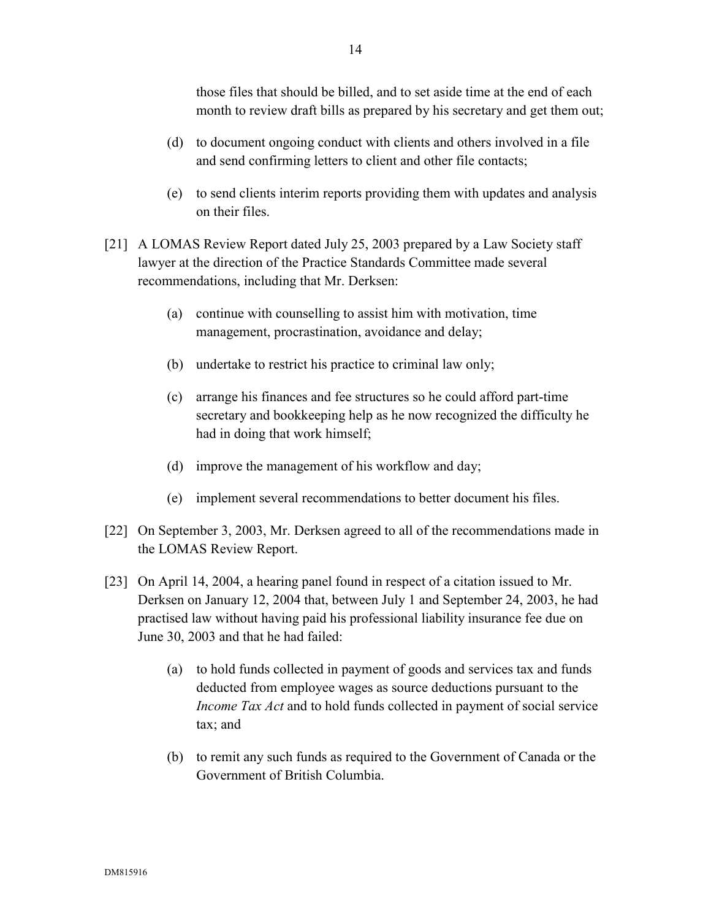those files that should be billed, and to set aside time at the end of each month to review draft bills as prepared by his secretary and get them out;

(d) to document ongoing conduct with clients and others involved in a file and send confirming letters to client and other file contacts;

(e) to send clients interim reports providing them with updates and analysis on their files.

[21] A LOMAS Review Report dated July 25, 2003 prepared by a Law Society staff lawyer at the direction of the Practice Standards Committee made several recommendations, including that Mr. Derksen:

(a) continue with counselling to assist him with motivation, time management, procrastination, avoidance and delay;

(b) undertake to restrict his practice to criminal law only;

(c) arrange his finances and fee structures so he could afford part-time secretary and bookkeeping help as he now recognized the difficulty he had in doing that work himself;

(d) improve the management of his workflow and day;

(e) implement several recommendations to better document his files.

[22] On September 3, 2003, Mr. Derksen agreed to all of the recommendations made in the LOMAS Review Report.

[23] On April 14, 2004, a hearing panel found in respect of a citation issued to Mr. Derksen on January 12, 2004 that, between July 1 and September 24, 2003, he had practised law without having paid his professional liability insurance fee due on June 30, 2003 and that he had failed:

(a) to hold funds collected in payment of goods and services tax and funds deducted from employee wages as source deductions pursuant to the *Income Tax Act* and to hold funds collected in payment of social service tax; and

(b) to remit any such funds as required to the Government of Canada or the Government of British Columbia.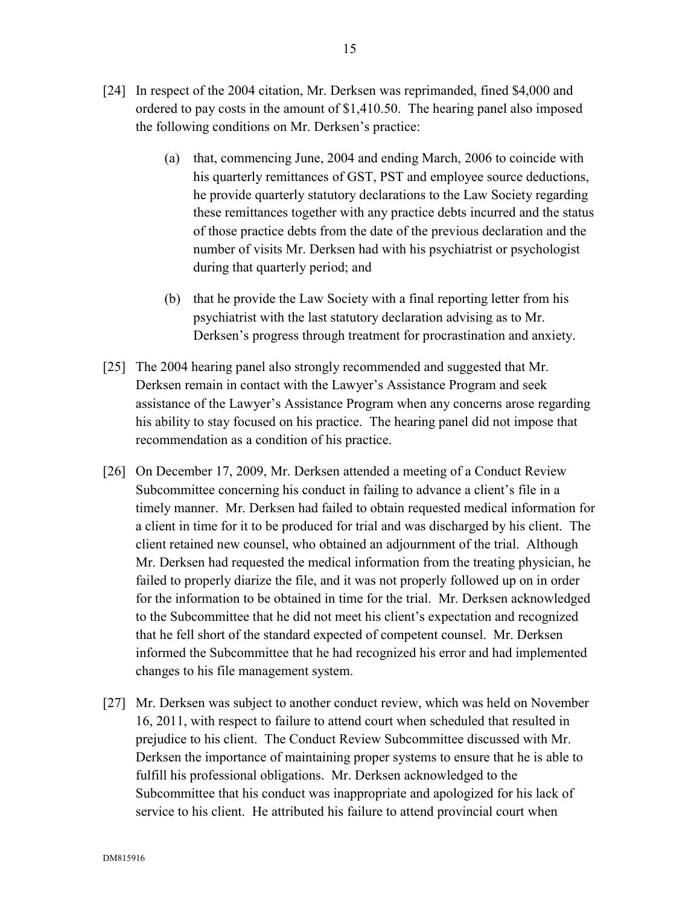[24] In respect of the 2004 citation, Mr. Derksen was reprimanded, fined $4,000 and ordered to pay costs in the amount of $1,410.50. The hearing panel also imposed the following conditions on Mr. Derksen's practice:

(a) that, commencing June, 2004 and ending March, 2006 to coincide with his quarterly remittances of GST, PST and employee source deductions, he provide quarterly statutory declarations to the Law Society regarding these remittances together with any practice debts incurred and the status of those practice debts from the date of the previous declaration and the number of visits Mr. Derksen had with his psychiatrist or psychologist during that quarterly period; and

(b) that he provide the Law Society with a final reporting letter from his psychiatrist with the last statutory declaration advising as to Mr. Derksen's progress through treatment for procrastination and anxiety.

[25] The 2004 hearing panel also strongly recommended and suggested that Mr. Derksen remain in contact with the Lawyer's Assistance Program and seek assistance of the Lawyer's Assistance Program when any concerns arose regarding his ability to stay focused on his practice. The hearing panel did not impose that recommendation as a condition of his practice.

[26] On December 17, 2009, Mr. Derksen attended a meeting of a Conduct Review Subcommittee concerning his conduct in failing to advance a client's file in a timely manner. Mr. Derksen had failed to obtain requested medical information for a client in time for it to be produced for trial and was discharged by his client. The client retained new counsel, who obtained an adjournment of the trial. Although Mr. Derksen had requested the medical information from the treating physician, he failed to properly diarize the file, and it was not properly followed up on in order for the information to be obtained in time for the trial. Mr. Derksen acknowledged to the Subcommittee that he did not meet his client's expectation and recognized that he fell short of the standard expected of competent counsel. Mr. Derksen informed the Subcommittee that he had recognized his error and had implemented changes to his file management system.

[27] Mr. Derksen was subject to another conduct review, which was held on November 16, 2011, with respect to failure to attend court when scheduled that resulted in prejudice to his client. The Conduct Review Subcommittee discussed with Mr. Derksen the importance of maintaining proper systems to ensure that he is able to fulfill his professional obligations. Mr. Derksen acknowledged to the Subcommittee that his conduct was inappropriate and apologized for his lack of service to his client. He attributed his failure to attend provincial court when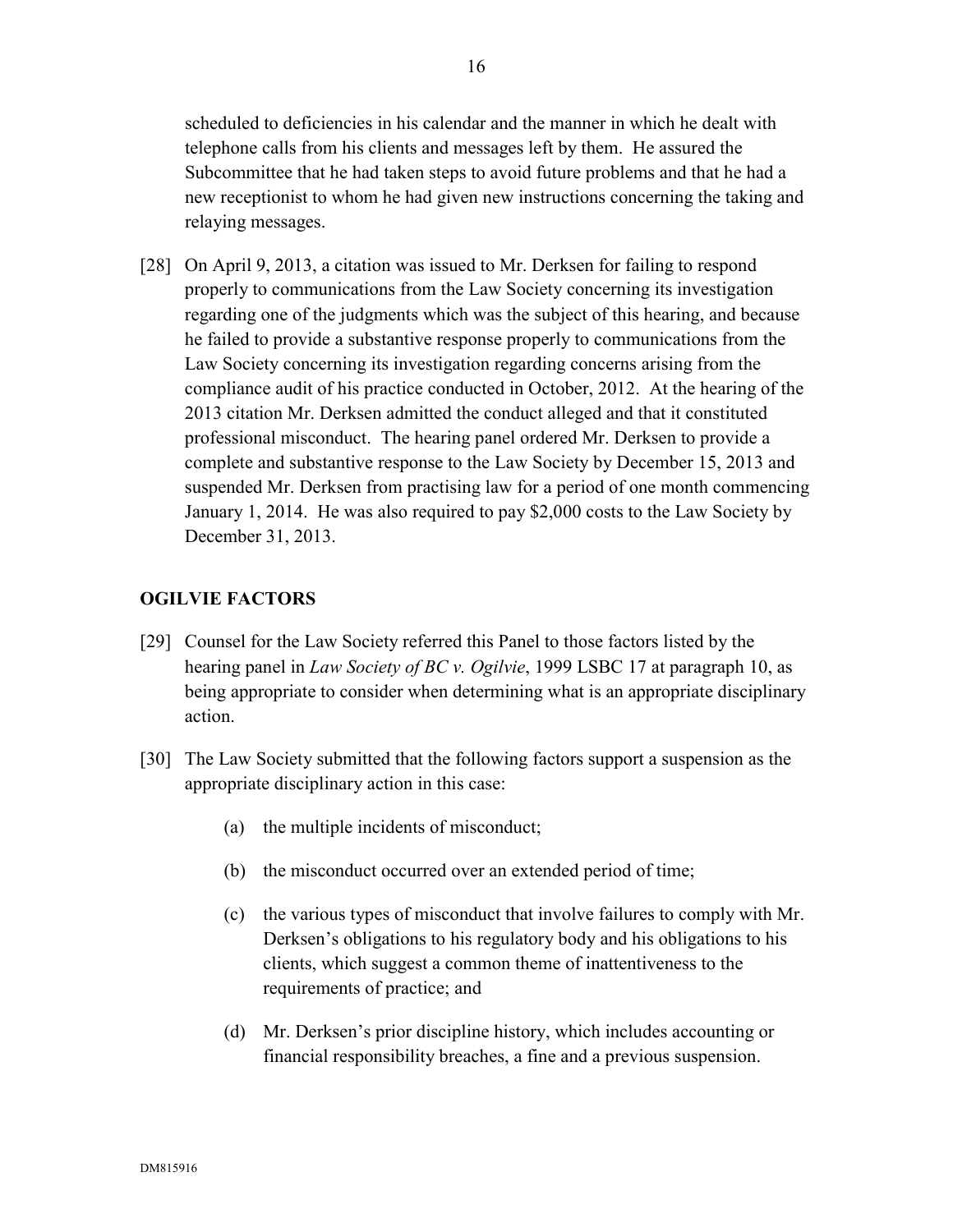scheduled to deficiencies in his calendar and the manner in which he dealt with telephone calls from his clients and messages left by them. He assured the Subcommittee that he had taken steps to avoid future problems and that he had a new receptionist to whom he had given new instructions concerning the taking and relaying messages.

[28] On April 9, 2013, a citation was issued to Mr. Derksen for failing to respond properly to communications from the Law Society concerning its investigation regarding one of the judgments which was the subject of this hearing, and because he failed to provide a substantive response properly to communications from the Law Society concerning its investigation regarding concerns arising from the compliance audit of his practice conducted in October, 2012. At the hearing of the 2013 citation Mr. Derksen admitted the conduct alleged and that it constituted professional misconduct. The hearing panel ordered Mr. Derksen to provide a complete and substantive response to the Law Society by December 15, 2013 and suspended Mr. Derksen from practising law for a period of one month commencing January 1, 2014. He was also required to pay $2,000 costs to the Law Society by December 31, 2013.

## OGILVIE FACTORS

[29] Counsel for the Law Society referred this Panel to those factors listed by the hearing panel in *Law Society of BC v. Ogilvie*, 1999 LSBC 17 at paragraph 10, as being appropriate to consider when determining what is an appropriate disciplinary action.

[30] The Law Society submitted that the following factors support a suspension as the appropriate disciplinary action in this case:

(a) the multiple incidents of misconduct;

(b) the misconduct occurred over an extended period of time;

(c) the various types of misconduct that involve failures to comply with Mr. Derksen's obligations to his regulatory body and his obligations to his clients, which suggest a common theme of inattentiveness to the requirements of practice; and

(d) Mr. Derksen's prior discipline history, which includes accounting or financial responsibility breaches, a fine and a previous suspension.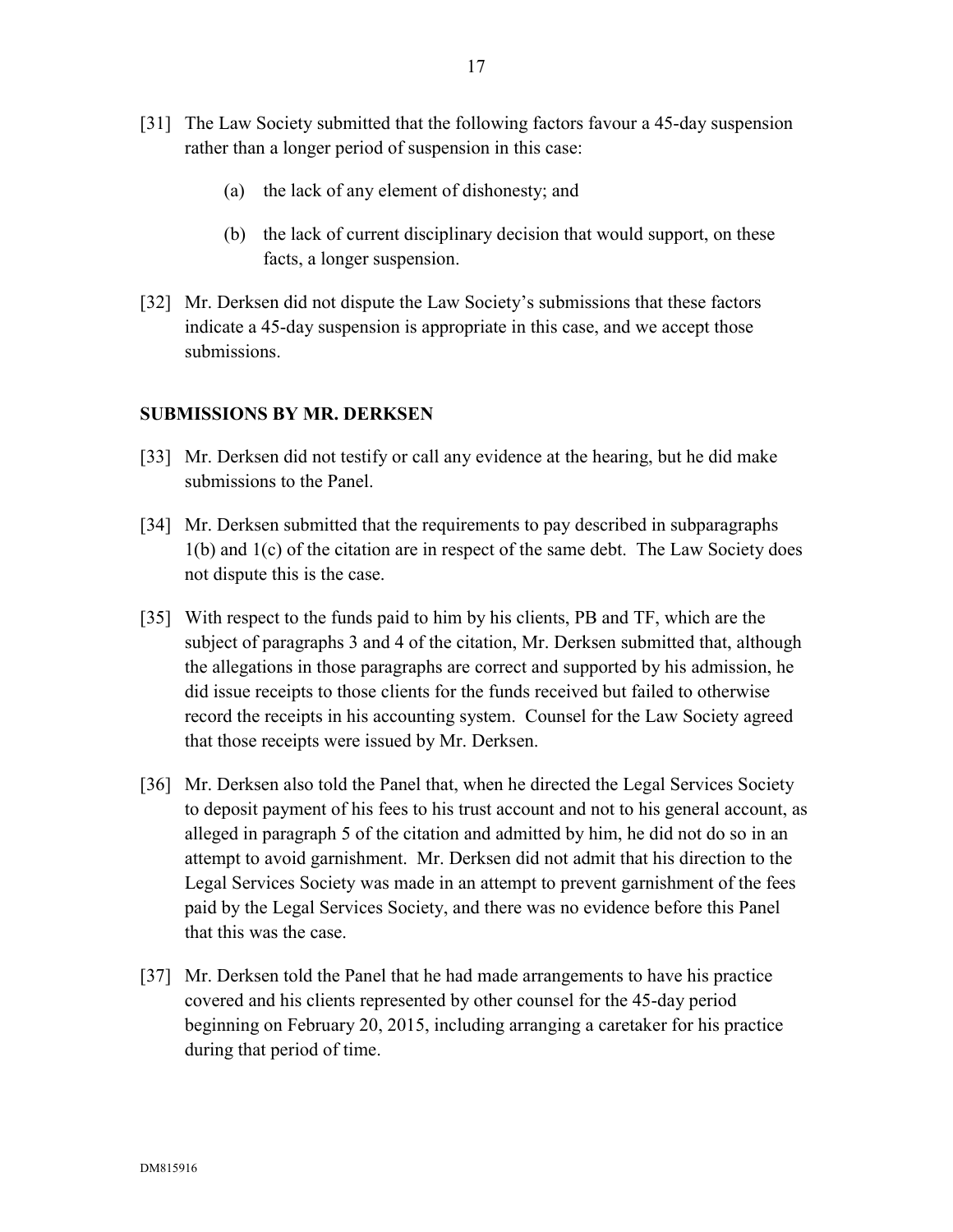[31] The Law Society submitted that the following factors favour a 45-day suspension rather than a longer period of suspension in this case:

(a) the lack of any element of dishonesty; and

(b) the lack of current disciplinary decision that would support, on these facts, a longer suspension.

[32] Mr. Derksen did not dispute the Law Society's submissions that these factors indicate a 45-day suspension is appropriate in this case, and we accept those submissions.

## SUBMISSIONS BY MR. DERKSEN

[33] Mr. Derksen did not testify or call any evidence at the hearing, but he did make submissions to the Panel.

[34] Mr. Derksen submitted that the requirements to pay described in subparagraphs 1(b) and 1(c) of the citation are in respect of the same debt. The Law Society does not dispute this is the case.

[35] With respect to the funds paid to him by his clients, PB and TF, which are the subject of paragraphs 3 and 4 of the citation, Mr. Derksen submitted that, although the allegations in those paragraphs are correct and supported by his admission, he did issue receipts to those clients for the funds received but failed to otherwise record the receipts in his accounting system. Counsel for the Law Society agreed that those receipts were issued by Mr. Derksen.

[36] Mr. Derksen also told the Panel that, when he directed the Legal Services Society to deposit payment of his fees to his trust account and not to his general account, as alleged in paragraph 5 of the citation and admitted by him, he did not do so in an attempt to avoid garnishment. Mr. Derksen did not admit that his direction to the Legal Services Society was made in an attempt to prevent garnishment of the fees paid by the Legal Services Society, and there was no evidence before this Panel that this was the case.

[37] Mr. Derksen told the Panel that he had made arrangements to have his practice covered and his clients represented by other counsel for the 45-day period beginning on February 20, 2015, including arranging a caretaker for his practice during that period of time.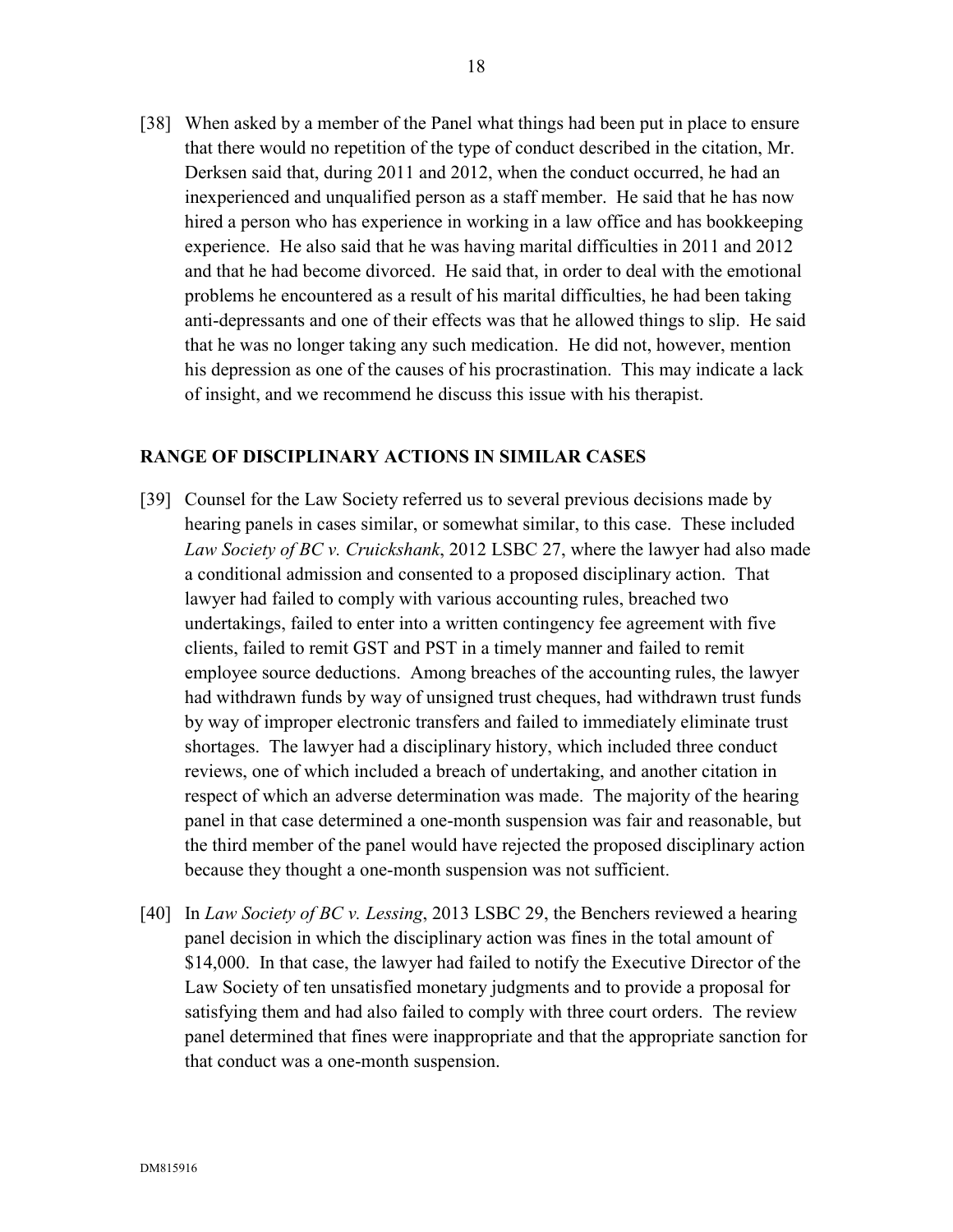[38] When asked by a member of the Panel what things had been put in place to ensure that there would no repetition of the type of conduct described in the citation, Mr. Derksen said that, during 2011 and 2012, when the conduct occurred, he had an inexperienced and unqualified person as a staff member. He said that he has now hired a person who has experience in working in a law office and has bookkeeping experience. He also said that he was having marital difficulties in 2011 and 2012 and that he had become divorced. He said that, in order to deal with the emotional problems he encountered as a result of his marital difficulties, he had been taking anti-depressants and one of their effects was that he allowed things to slip. He said that he was no longer taking any such medication. He did not, however, mention his depression as one of the causes of his procrastination. This may indicate a lack of insight, and we recommend he discuss this issue with his therapist.

## RANGE OF DISCIPLINARY ACTIONS IN SIMILAR CASES

[39] Counsel for the Law Society referred us to several previous decisions made by hearing panels in cases similar, or somewhat similar, to this case. These included *Law Society of BC v. Cruickshank*, 2012 LSBC 27, where the lawyer had also made a conditional admission and consented to a proposed disciplinary action. That lawyer had failed to comply with various accounting rules, breached two undertakings, failed to enter into a written contingency fee agreement with five clients, failed to remit GST and PST in a timely manner and failed to remit employee source deductions. Among breaches of the accounting rules, the lawyer had withdrawn funds by way of unsigned trust cheques, had withdrawn trust funds by way of improper electronic transfers and failed to immediately eliminate trust shortages. The lawyer had a disciplinary history, which included three conduct reviews, one of which included a breach of undertaking, and another citation in respect of which an adverse determination was made. The majority of the hearing panel in that case determined a one-month suspension was fair and reasonable, but the third member of the panel would have rejected the proposed disciplinary action because they thought a one-month suspension was not sufficient.

[40] In *Law Society of BC v. Lessing*, 2013 LSBC 29, the Benchers reviewed a hearing panel decision in which the disciplinary action was fines in the total amount of $14,000. In that case, the lawyer had failed to notify the Executive Director of the Law Society of ten unsatisfied monetary judgments and to provide a proposal for satisfying them and had also failed to comply with three court orders. The review panel determined that fines were inappropriate and that the appropriate sanction for that conduct was a one-month suspension.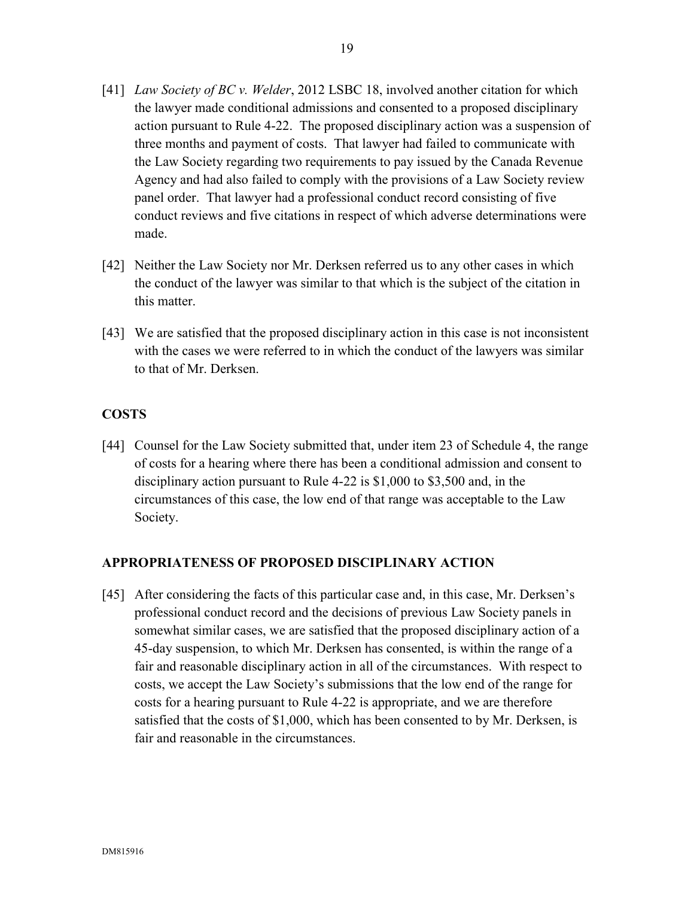[41] *Law Society of BC v. Welder*, 2012 LSBC 18, involved another citation for which the lawyer made conditional admissions and consented to a proposed disciplinary action pursuant to Rule 4-22. The proposed disciplinary action was a suspension of three months and payment of costs. That lawyer had failed to communicate with the Law Society regarding two requirements to pay issued by the Canada Revenue Agency and had also failed to comply with the provisions of a Law Society review panel order. That lawyer had a professional conduct record consisting of five conduct reviews and five citations in respect of which adverse determinations were made.

[42] Neither the Law Society nor Mr. Derksen referred us to any other cases in which the conduct of the lawyer was similar to that which is the subject of the citation in this matter.

[43] We are satisfied that the proposed disciplinary action in this case is not inconsistent with the cases we were referred to in which the conduct of the lawyers was similar to that of Mr. Derksen.

## COSTS

[44] Counsel for the Law Society submitted that, under item 23 of Schedule 4, the range of costs for a hearing where there has been a conditional admission and consent to disciplinary action pursuant to Rule 4-22 is $1,000 to $3,500 and, in the circumstances of this case, the low end of that range was acceptable to the Law Society.

## APPROPRIATENESS OF PROPOSED DISCIPLINARY ACTION

[45] After considering the facts of this particular case and, in this case, Mr. Derksen's professional conduct record and the decisions of previous Law Society panels in somewhat similar cases, we are satisfied that the proposed disciplinary action of a 45-day suspension, to which Mr. Derksen has consented, is within the range of a fair and reasonable disciplinary action in all of the circumstances. With respect to costs, we accept the Law Society's submissions that the low end of the range for costs for a hearing pursuant to Rule 4-22 is appropriate, and we are therefore satisfied that the costs of $1,000, which has been consented to by Mr. Derksen, is fair and reasonable in the circumstances.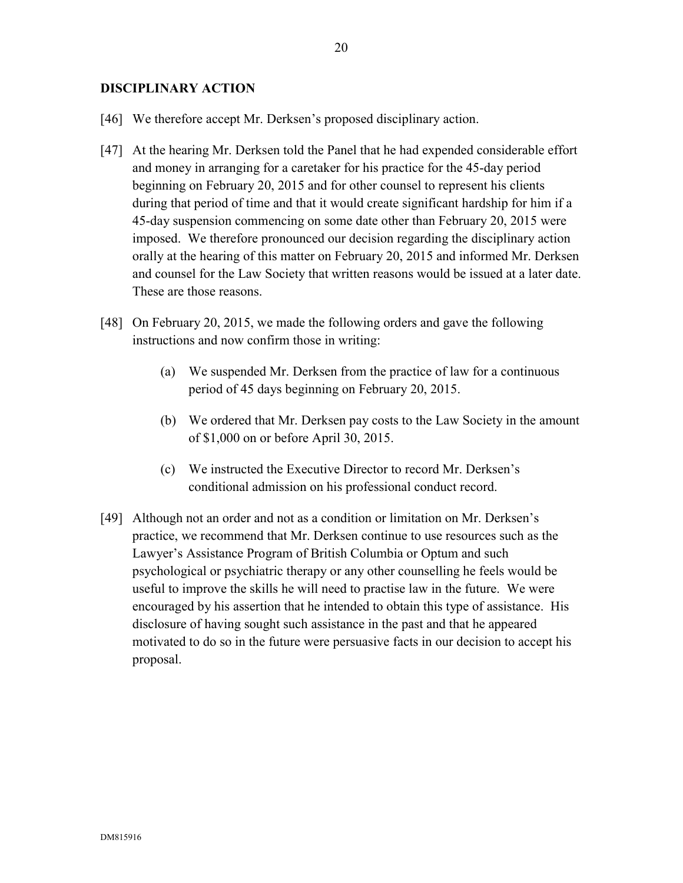## DISCIPLINARY ACTION

[46] We therefore accept Mr. Derksen's proposed disciplinary action.

[47] At the hearing Mr. Derksen told the Panel that he had expended considerable effort and money in arranging for a caretaker for his practice for the 45-day period beginning on February 20, 2015 and for other counsel to represent his clients during that period of time and that it would create significant hardship for him if a 45-day suspension commencing on some date other than February 20, 2015 were imposed. We therefore pronounced our decision regarding the disciplinary action orally at the hearing of this matter on February 20, 2015 and informed Mr. Derksen and counsel for the Law Society that written reasons would be issued at a later date. These are those reasons.

[48] On February 20, 2015, we made the following orders and gave the following instructions and now confirm those in writing:

(a) We suspended Mr. Derksen from the practice of law for a continuous period of 45 days beginning on February 20, 2015.

(b) We ordered that Mr. Derksen pay costs to the Law Society in the amount of $1,000 on or before April 30, 2015.

(c) We instructed the Executive Director to record Mr. Derksen's conditional admission on his professional conduct record.

[49] Although not an order and not as a condition or limitation on Mr. Derksen's practice, we recommend that Mr. Derksen continue to use resources such as the Lawyer's Assistance Program of British Columbia or Optum and such psychological or psychiatric therapy or any other counselling he feels would be useful to improve the skills he will need to practise law in the future. We were encouraged by his assertion that he intended to obtain this type of assistance. His disclosure of having sought such assistance in the past and that he appeared motivated to do so in the future were persuasive facts in our decision to accept his proposal.

DM815916